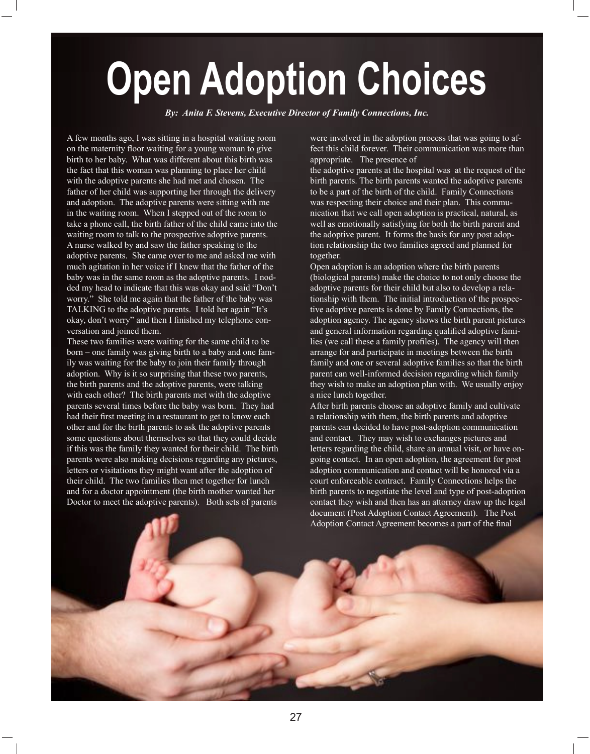# Open Adoption Choices

***By: Anita F. Stevens, Executive Director of Family Connections, Inc.***

A few months ago, I was sitting in a hospital waiting room on the maternity floor waiting for a young woman to give birth to her baby. What was different about this birth was the fact that this woman was planning to place her child with the adoptive parents she had met and chosen. The father of her child was supporting her through the delivery and adoption. The adoptive parents were sitting with me in the waiting room. When I stepped out of the room to take a phone call, the birth father of the child came into the waiting room to talk to the prospective adoptive parents. A nurse walked by and saw the father speaking to the adoptive parents. She came over to me and asked me with much agitation in her voice if I knew that the father of the baby was in the same room as the adoptive parents. I nodded my head to indicate that this was okay and said "Don't worry." She told me again that the father of the baby was TALKING to the adoptive parents. I told her again "It's okay, don't worry" and then I finished my telephone conversation and joined them.

These two families were waiting for the same child to be born – one family was giving birth to a baby and one family was waiting for the baby to join their family through adoption. Why is it so surprising that these two parents, the birth parents and the adoptive parents, were talking with each other? The birth parents met with the adoptive parents several times before the baby was born. They had had their first meeting in a restaurant to get to know each other and for the birth parents to ask the adoptive parents some questions about themselves so that they could decide if this was the family they wanted for their child. The birth parents were also making decisions regarding any pictures, letters or visitations they might want after the adoption of their child. The two families then met together for lunch and for a doctor appointment (the birth mother wanted her Doctor to meet the adoptive parents). Both sets of parents were involved in the adoption process that was going to affect this child forever. Their communication was more than appropriate. The presence of the adoptive parents at the hospital was at the request of the birth parents. The birth parents wanted the adoptive parents to be a part of the birth of the child. Family Connections was respecting their choice and their plan. This communication that we call open adoption is practical, natural, as well as emotionally satisfying for both the birth parent and the adoptive parent. It forms the basis for any post adoption relationship the two families agreed and planned for together.

Open adoption is an adoption where the birth parents (biological parents) make the choice to not only choose the adoptive parents for their child but also to develop a relationship with them. The initial introduction of the prospective adoptive parents is done by Family Connections, the adoption agency. The agency shows the birth parent pictures and general information regarding qualified adoptive families (we call these a family profiles). The agency will then arrange for and participate in meetings between the birth family and one or several adoptive families so that the birth parent can well-informed decision regarding which family they wish to make an adoption plan with. We usually enjoy a nice lunch together.

After birth parents choose an adoptive family and cultivate a relationship with them, the birth parents and adoptive parents can decided to have post-adoption communication and contact. They may wish to exchanges pictures and letters regarding the child, share an annual visit, or have ongoing contact. In an open adoption, the agreement for post adoption communication and contact will be honored via a court enforceable contract. Family Connections helps the birth parents to negotiate the level and type of post-adoption contact they wish and then has an attorney draw up the legal document (Post Adoption Contact Agreement). The Post Adoption Contact Agreement becomes a part of the final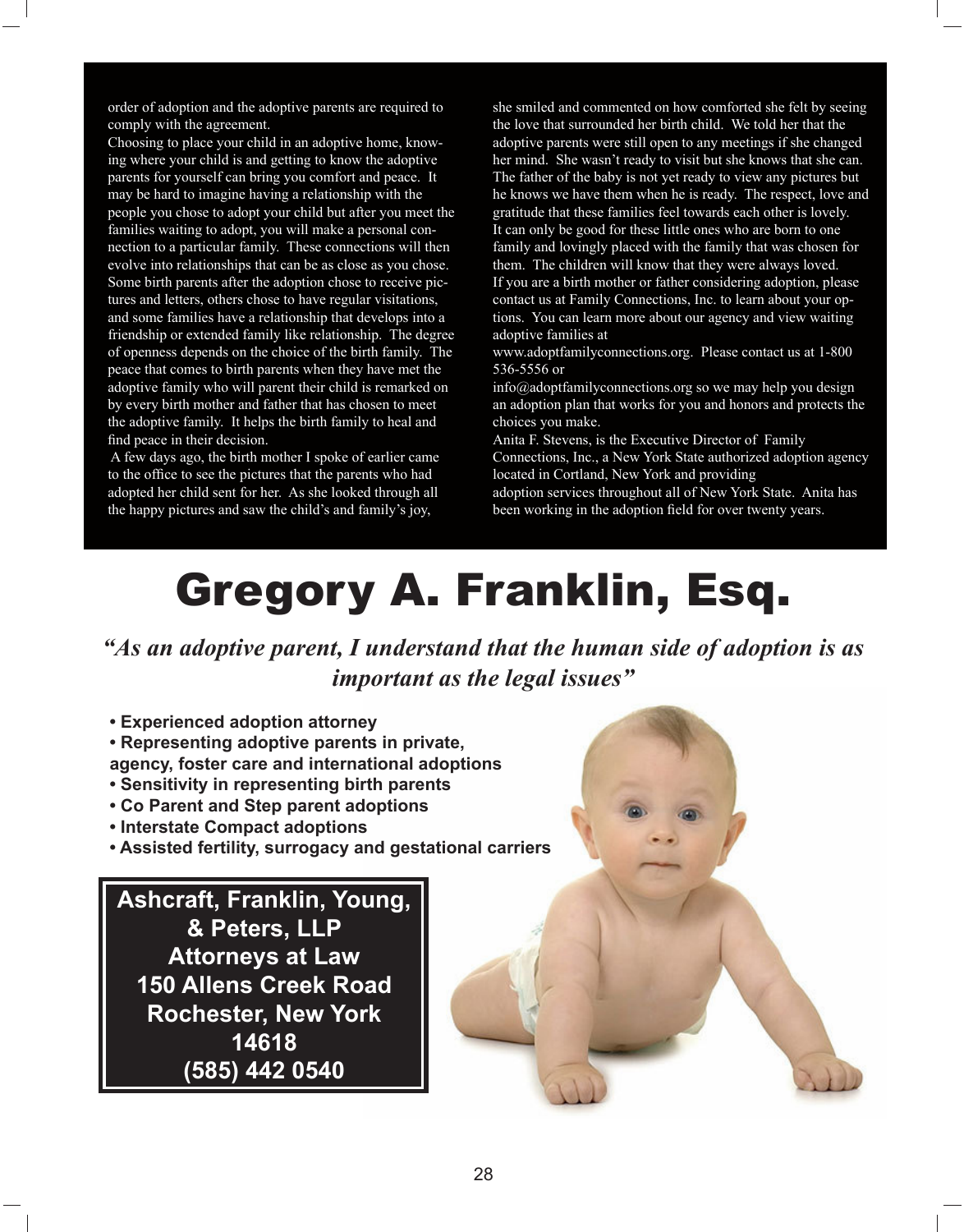order of adoption and the adoptive parents are required to comply with the agreement.

Choosing to place your child in an adoptive home, knowing where your child is and getting to know the adoptive parents for yourself can bring you comfort and peace. It may be hard to imagine having a relationship with the people you chose to adopt your child but after you meet the families waiting to adopt, you will make a personal connection to a particular family. These connections will then evolve into relationships that can be as close as you chose. Some birth parents after the adoption chose to receive pictures and letters, others chose to have regular visitations, and some families have a relationship that develops into a friendship or extended family like relationship. The degree of openness depends on the choice of the birth family. The peace that comes to birth parents when they have met the adoptive family who will parent their child is remarked on by every birth mother and father that has chosen to meet the adoptive family. It helps the birth family to heal and find peace in their decision.

A few days ago, the birth mother I spoke of earlier came to the office to see the pictures that the parents who had adopted her child sent for her. As she looked through all the happy pictures and saw the child's and family's joy, she smiled and commented on how comforted she felt by seeing the love that surrounded her birth child. We told her that the adoptive parents were still open to any meetings if she changed her mind. She wasn't ready to visit but she knows that she can. The father of the baby is not yet ready to view any pictures but he knows we have them when he is ready. The respect, love and gratitude that these families feel towards each other is lovely. It can only be good for these little ones who are born to one family and lovingly placed with the family that was chosen for them. The children will know that they were always loved.

If you are a birth mother or father considering adoption, please contact us at Family Connections, Inc. to learn about your options. You can learn more about our agency and view waiting adoptive families at www.adoptfamilyconnections.org. Please contact us at 1-800 536-5556 or info@adoptfamilyconnections.org so we may help you design an adoption plan that works for you and honors and protects the choices you make.

Anita F. Stevens, is the Executive Director of Family Connections, Inc., a New York State authorized adoption agency located in Cortland, New York and providing adoption services throughout all of New York State. Anita has been working in the adoption field for over twenty years.

# Gregory A. Franklin, Esq.

***"As an adoptive parent, I understand that the human side of adoption is as important as the legal issues"***

- **Experienced adoption attorney**
- **Representing adoptive parents in private, agency, foster care and international adoptions**
- **Sensitivity in representing birth parents**
- **Co Parent and Step parent adoptions**
- **Interstate Compact adoptions**
- **Assisted fertility, surrogacy and gestational carriers**

**Ashcraft, Franklin, Young, & Peters, LLP**
**Attorneys at Law**
**150 Allens Creek Road**
**Rochester, New York**
**14618**
**(585) 442 0540**